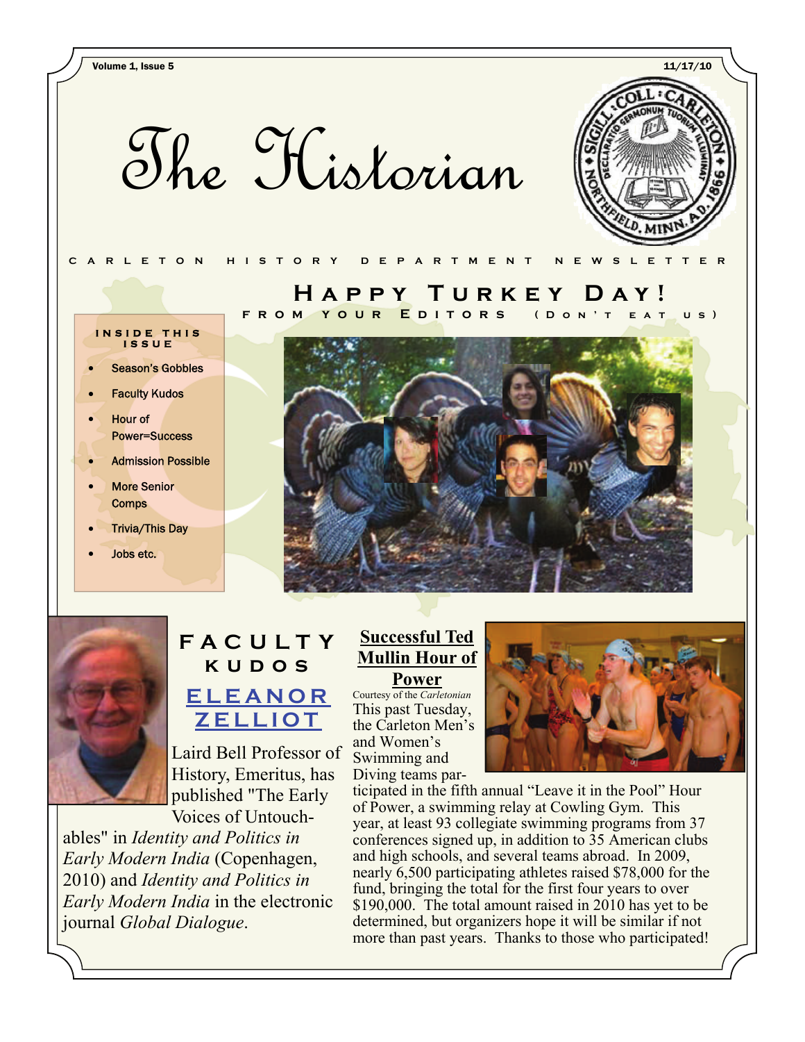# The Historian

CARLETON HISTORY DEPARTMENT NEWSLETTER

## Happy Turkey Day!

FROM YOUR EDITORS (Don't eat us)

**INSIDE THIS ISSUE**

- Season's Gobbles
- Faculty Kudos
- Hour of Power=Success
- Admission Possible
- More Senior Comps
- Trivia/This Day
- Jobs etc.

## FACULTY KUDOS

### ELEANOR ZELLIOT

Laird Bell Professor of History, Emeritus, has published "The Early Voices of Untouchables" in *Identity and Politics in Early Modern India* (Copenhagen, 2010) and *Identity and Politics in Early Modern India* in the electronic journal *Global Dialogue*.

## Successful Ted Mullin Hour of Power

Courtesy of the *Carletonian*

This past Tuesday, the Carleton Men's and Women's Swimming and Diving teams participated in the fifth annual "Leave it in the Pool" Hour of Power, a swimming relay at Cowling Gym. This year, at least 93 collegiate swimming programs from 37 conferences signed up, in addition to 35 American clubs and high schools, and several teams abroad. In 2009, nearly 6,500 participating athletes raised $78,000 for the fund, bringing the total for the first four years to over $190,000. The total amount raised in 2010 has yet to be determined, but organizers hope it will be similar if not more than past years. Thanks to those who participated!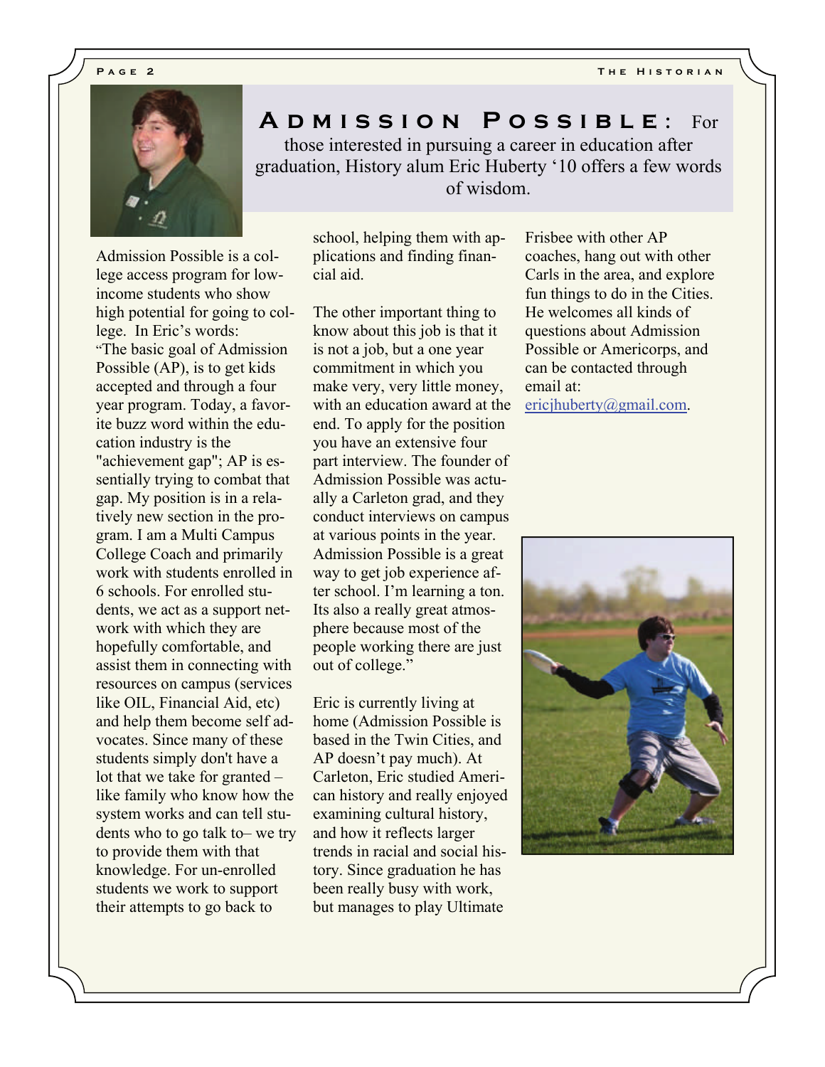# Admission Possible:

For those interested in pursuing a career in education after graduation, History alum Eric Huberty '10 offers a few words of wisdom.

Admission Possible is a college access program for low-income students who show high potential for going to college. In Eric's words: "The basic goal of Admission Possible (AP), is to get kids accepted and through a four year program. Today, a favorite buzz word within the education industry is the "achievement gap"; AP is essentially trying to combat that gap. My position is in a relatively new section in the program. I am a Multi Campus College Coach and primarily work with students enrolled in 6 schools. For enrolled students, we act as a support network with which they are hopefully comfortable, and assist them in connecting with resources on campus (services like OIL, Financial Aid, etc) and help them become self advocates. Since many of these students simply don't have a lot that we take for granted – like family who know how the system works and can tell students who to go talk to– we try to provide them with that knowledge. For un-enrolled students we work to support their attempts to go back to school, helping them with applications and finding financial aid.

The other important thing to know about this job is that it is not a job, but a one year commitment in which you make very, very little money, with an education award at the end. To apply for the position you have an extensive four part interview. The founder of Admission Possible was actually a Carleton grad, and they conduct interviews on campus at various points in the year. Admission Possible is a great way to get job experience after school. I'm learning a ton. Its also a really great atmosphere because most of the people working there are just out of college."

Eric is currently living at home (Admission Possible is based in the Twin Cities, and AP doesn't pay much). At Carleton, Eric studied American history and really enjoyed examining cultural history, and how it reflects larger trends in racial and social history. Since graduation he has been really busy with work, but manages to play Ultimate Frisbee with other AP coaches, hang out with other Carls in the area, and explore fun things to do in the Cities. He welcomes all kinds of questions about Admission Possible or Americorps, and can be contacted through email at: ericjhuberty@gmail.com.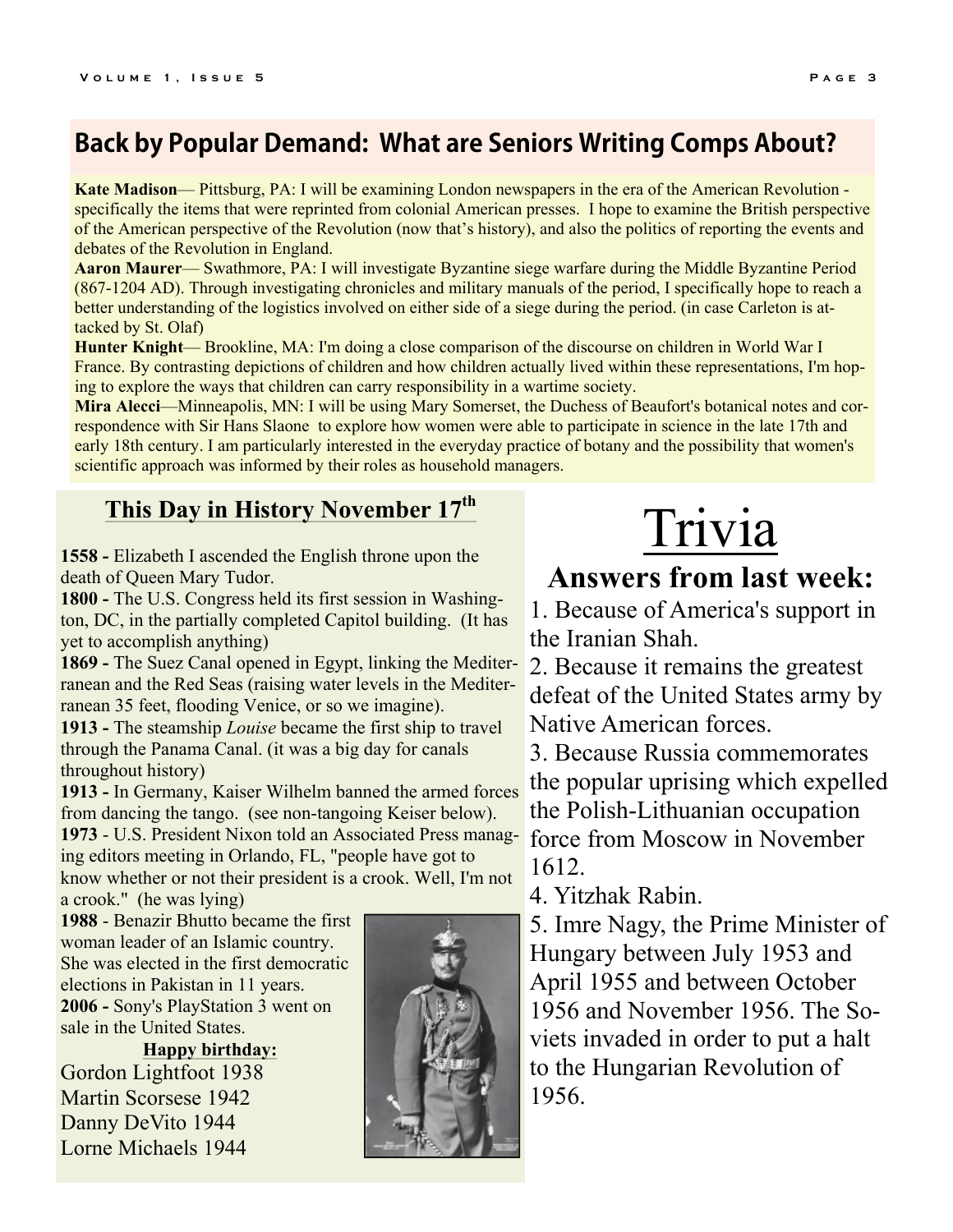## Back by Popular Demand: What are Seniors Writing Comps About?

**Kate Madison**— Pittsburg, PA: I will be examining London newspapers in the era of the American Revolution - specifically the items that were reprinted from colonial American presses. I hope to examine the British perspective of the American perspective of the Revolution (now that's history), and also the politics of reporting the events and debates of the Revolution in England.

**Aaron Maurer**— Swathmore, PA: I will investigate Byzantine siege warfare during the Middle Byzantine Period (867-1204 AD). Through investigating chronicles and military manuals of the period, I specifically hope to reach a better understanding of the logistics involved on either side of a siege during the period. (in case Carleton is attacked by St. Olaf)

**Hunter Knight**— Brookline, MA: I'm doing a close comparison of the discourse on children in World War I France. By contrasting depictions of children and how children actually lived within these representations, I'm hoping to explore the ways that children can carry responsibility in a wartime society.

**Mira Alecci**—Minneapolis, MN: I will be using Mary Somerset, the Duchess of Beaufort's botanical notes and correspondence with Sir Hans Slaone to explore how women were able to participate in science in the late 17th and early 18th century. I am particularly interested in the everyday practice of botany and the possibility that women's scientific approach was informed by their roles as household managers.

## This Day in History November 17th

**1558 -** Elizabeth I ascended the English throne upon the death of Queen Mary Tudor.

**1800 -** The U.S. Congress held its first session in Washington, DC, in the partially completed Capitol building. (It has yet to accomplish anything)

**1869 -** The Suez Canal opened in Egypt, linking the Mediterranean and the Red Seas (raising water levels in the Mediterranean 35 feet, flooding Venice, or so we imagine).

**1913 -** The steamship *Louise* became the first ship to travel through the Panama Canal. (it was a big day for canals throughout history)

**1913 -** In Germany, Kaiser Wilhelm banned the armed forces from dancing the tango. (see non-tangoing Keiser below).

**1973** - U.S. President Nixon told an Associated Press managing editors meeting in Orlando, FL, "people have got to know whether or not their president is a crook. Well, I'm not a crook." (he was lying)

**1988** - Benazir Bhutto became the first woman leader of an Islamic country. She was elected in the first democratic elections in Pakistan in 11 years.

**2006 -** Sony's PlayStation 3 went on sale in the United States.

**Happy birthday:**

Gordon Lightfoot 1938
Martin Scorsese 1942
Danny DeVito 1944
Lorne Michaels 1944

# Trivia

## Answers from last week:

1. Because of America's support in the Iranian Shah.
2. Because it remains the greatest defeat of the United States army by Native American forces.
3. Because Russia commemorates the popular uprising which expelled the Polish-Lithuanian occupation force from Moscow in November 1612.
4. Yitzhak Rabin.
5. Imre Nagy, the Prime Minister of Hungary between July 1953 and April 1955 and between October 1956 and November 1956. The Soviets invaded in order to put a halt to the Hungarian Revolution of 1956.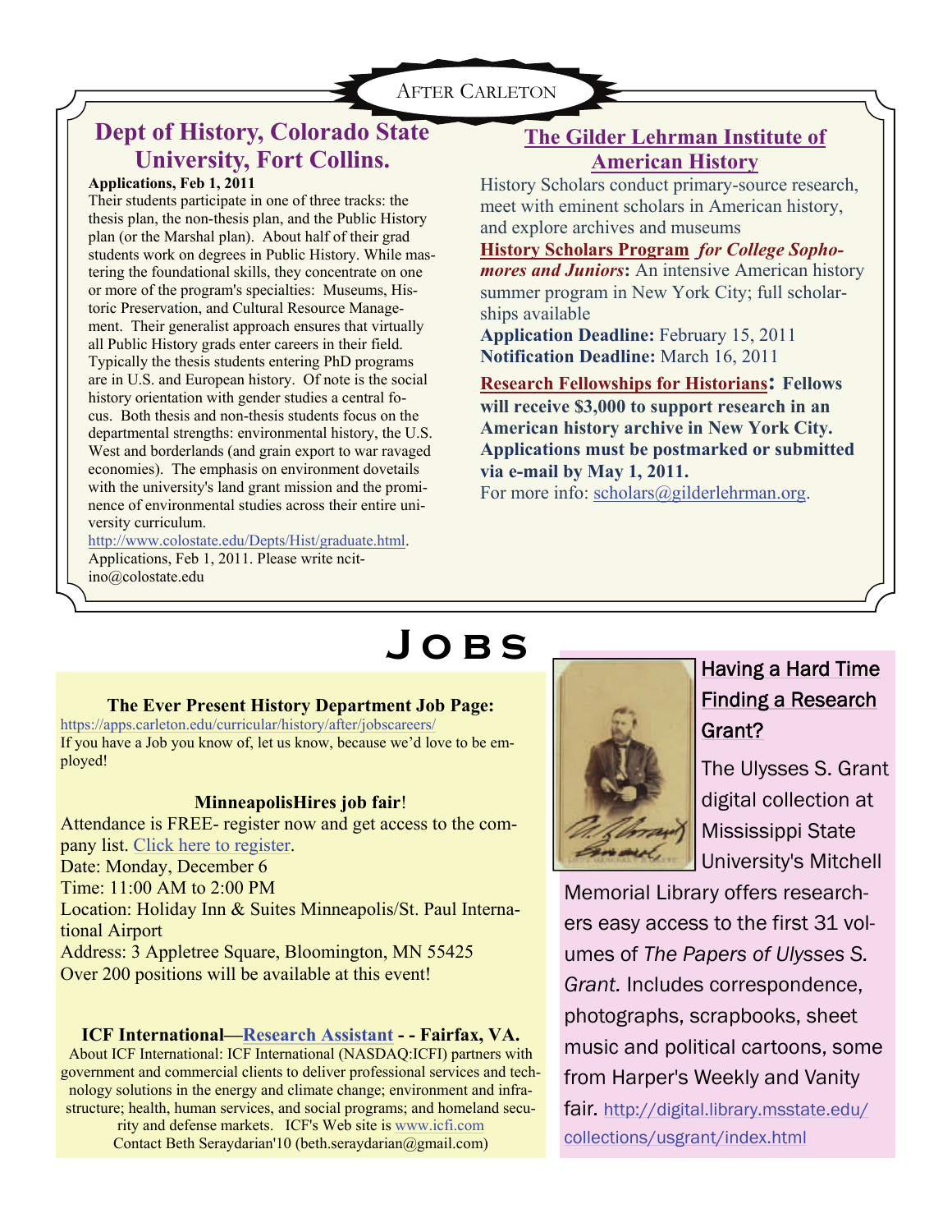## After Carleton

## Dept of History, Colorado State University, Fort Collins.

**Applications, Feb 1, 2011**

Their students participate in one of three tracks: the thesis plan, the non-thesis plan, and the Public History plan (or the Marshal plan). About half of their grad students work on degrees in Public History. While mastering the foundational skills, they concentrate on one or more of the program's specialties: Museums, Historic Preservation, and Cultural Resource Management. Their generalist approach ensures that virtually all Public History grads enter careers in their field. Typically the thesis students entering PhD programs are in U.S. and European history. Of note is the social history orientation with gender studies a central focus. Both thesis and non-thesis students focus on the departmental strengths: environmental history, the U.S. West and borderlands (and grain export to war ravaged economies). The emphasis on environment dovetails with the university's land grant mission and the prominence of environmental studies across their entire university curriculum.

http://www.colostate.edu/Depts/Hist/graduate.html. Applications, Feb 1, 2011. Please write ncittino@colostate.edu

## The Gilder Lehrman Institute of American History

History Scholars conduct primary-source research, meet with eminent scholars in American history, and explore archives and museums

**History Scholars Program** ***for College Sophomores and Juniors*****:** An intensive American history summer program in New York City; full scholarships available

**Application Deadline:** February 15, 2011

**Notification Deadline:** March 16, 2011

**Research Fellowships for Historians: Fellows will receive $3,000 to support research in an American history archive in New York City. Applications must be postmarked or submitted via e-mail by May 1, 2011.**

For more info: scholars@gilderlehrman.org.

# Jobs

**The Ever Present History Department Job Page:**

https://apps.carleton.edu/curricular/history/after/jobscareers/

If you have a Job you know of, let us know, because we'd love to be employed!

**MinneapolisHires job fair**!

Attendance is FREE- register now and get access to the company list. Click here to register.

Date: Monday, December 6

Time: 11:00 AM to 2:00 PM

Location: Holiday Inn & Suites Minneapolis/St. Paul International Airport

Address: 3 Appletree Square, Bloomington, MN 55425

Over 200 positions will be available at this event!

**ICF International—Research Assistant - - Fairfax, VA.**

About ICF International: ICF International (NASDAQ:ICFI) partners with government and commercial clients to deliver professional services and technology solutions in the energy and climate change; environment and infrastructure; health, human services, and social programs; and homeland security and defense markets. ICF's Web site is www.icfi.com

Contact Beth Seraydarian'10 (beth.seraydarian@gmail.com)

### Having a Hard Time Finding a Research Grant?

The Ulysses S. Grant digital collection at Mississippi State University's Mitchell Memorial Library offers researchers easy access to the first 31 volumes of *The Papers of Ulysses S. Grant.* Includes correspondence, photographs, scrapbooks, sheet music and political cartoons, some from Harper's Weekly and Vanity fair. http://digital.library.msstate.edu/collections/usgrant/index.html